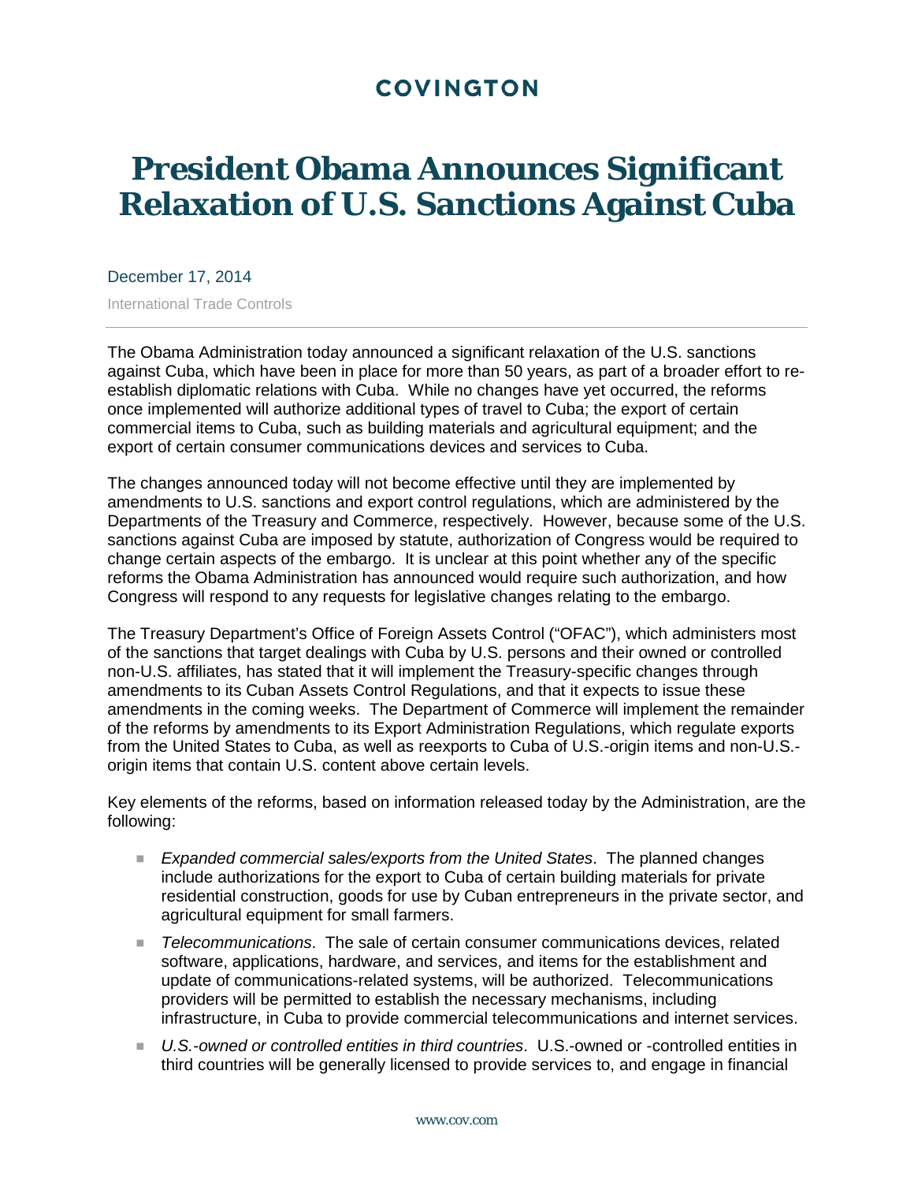COVINGTON

# President Obama Announces Significant Relaxation of U.S. Sanctions Against Cuba

December 17, 2014

International Trade Controls

The Obama Administration today announced a significant relaxation of the U.S. sanctions against Cuba, which have been in place for more than 50 years, as part of a broader effort to re-establish diplomatic relations with Cuba. While no changes have yet occurred, the reforms once implemented will authorize additional types of travel to Cuba; the export of certain commercial items to Cuba, such as building materials and agricultural equipment; and the export of certain consumer communications devices and services to Cuba.

The changes announced today will not become effective until they are implemented by amendments to U.S. sanctions and export control regulations, which are administered by the Departments of the Treasury and Commerce, respectively. However, because some of the U.S. sanctions against Cuba are imposed by statute, authorization of Congress would be required to change certain aspects of the embargo. It is unclear at this point whether any of the specific reforms the Obama Administration has announced would require such authorization, and how Congress will respond to any requests for legislative changes relating to the embargo.

The Treasury Department's Office of Foreign Assets Control ("OFAC"), which administers most of the sanctions that target dealings with Cuba by U.S. persons and their owned or controlled non-U.S. affiliates, has stated that it will implement the Treasury-specific changes through amendments to its Cuban Assets Control Regulations, and that it expects to issue these amendments in the coming weeks. The Department of Commerce will implement the remainder of the reforms by amendments to its Export Administration Regulations, which regulate exports from the United States to Cuba, as well as reexports to Cuba of U.S.-origin items and non-U.S.-origin items that contain U.S. content above certain levels.

Key elements of the reforms, based on information released today by the Administration, are the following:

- *Expanded commercial sales/exports from the United States*. The planned changes include authorizations for the export to Cuba of certain building materials for private residential construction, goods for use by Cuban entrepreneurs in the private sector, and agricultural equipment for small farmers.
- *Telecommunications*. The sale of certain consumer communications devices, related software, applications, hardware, and services, and items for the establishment and update of communications-related systems, will be authorized. Telecommunications providers will be permitted to establish the necessary mechanisms, including infrastructure, in Cuba to provide commercial telecommunications and internet services.
- *U.S.-owned or controlled entities in third countries*. U.S.-owned or -controlled entities in third countries will be generally licensed to provide services to, and engage in financial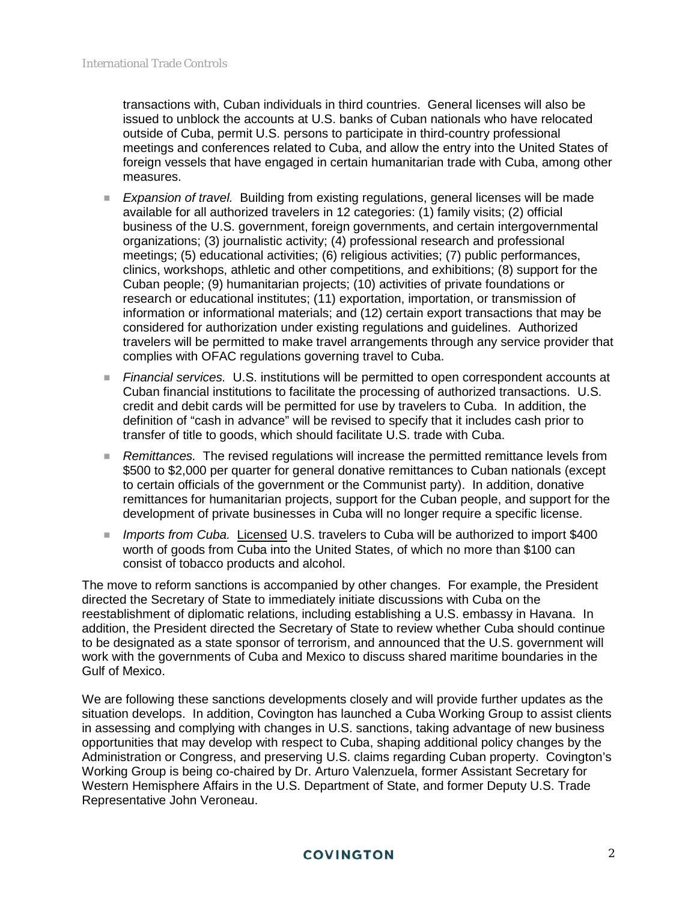transactions with, Cuban individuals in third countries. General licenses will also be issued to unblock the accounts at U.S. banks of Cuban nationals who have relocated outside of Cuba, permit U.S. persons to participate in third-country professional meetings and conferences related to Cuba, and allow the entry into the United States of foreign vessels that have engaged in certain humanitarian trade with Cuba, among other measures.

- *Expansion of travel.* Building from existing regulations, general licenses will be made available for all authorized travelers in 12 categories: (1) family visits; (2) official business of the U.S. government, foreign governments, and certain intergovernmental organizations; (3) journalistic activity; (4) professional research and professional meetings; (5) educational activities; (6) religious activities; (7) public performances, clinics, workshops, athletic and other competitions, and exhibitions; (8) support for the Cuban people; (9) humanitarian projects; (10) activities of private foundations or research or educational institutes; (11) exportation, importation, or transmission of information or informational materials; and (12) certain export transactions that may be considered for authorization under existing regulations and guidelines. Authorized travelers will be permitted to make travel arrangements through any service provider that complies with OFAC regulations governing travel to Cuba.
- *Financial services.* U.S. institutions will be permitted to open correspondent accounts at Cuban financial institutions to facilitate the processing of authorized transactions. U.S. credit and debit cards will be permitted for use by travelers to Cuba. In addition, the definition of "cash in advance" will be revised to specify that it includes cash prior to transfer of title to goods, which should facilitate U.S. trade with Cuba.
- *Remittances.* The revised regulations will increase the permitted remittance levels from \$500 to \$2,000 per quarter for general donative remittances to Cuban nationals (except to certain officials of the government or the Communist party). In addition, donative remittances for humanitarian projects, support for the Cuban people, and support for the development of private businesses in Cuba will no longer require a specific license.
- *Imports from Cuba.* <u>Licensed</u> U.S. travelers to Cuba will be authorized to import \$400 worth of goods from Cuba into the United States, of which no more than \$100 can consist of tobacco products and alcohol.

The move to reform sanctions is accompanied by other changes. For example, the President directed the Secretary of State to immediately initiate discussions with Cuba on the reestablishment of diplomatic relations, including establishing a U.S. embassy in Havana. In addition, the President directed the Secretary of State to review whether Cuba should continue to be designated as a state sponsor of terrorism, and announced that the U.S. government will work with the governments of Cuba and Mexico to discuss shared maritime boundaries in the Gulf of Mexico.

We are following these sanctions developments closely and will provide further updates as the situation develops. In addition, Covington has launched a Cuba Working Group to assist clients in assessing and complying with changes in U.S. sanctions, taking advantage of new business opportunities that may develop with respect to Cuba, shaping additional policy changes by the Administration or Congress, and preserving U.S. claims regarding Cuban property. Covington's Working Group is being co-chaired by Dr. Arturo Valenzuela, former Assistant Secretary for Western Hemisphere Affairs in the U.S. Department of State, and former Deputy U.S. Trade Representative John Veroneau.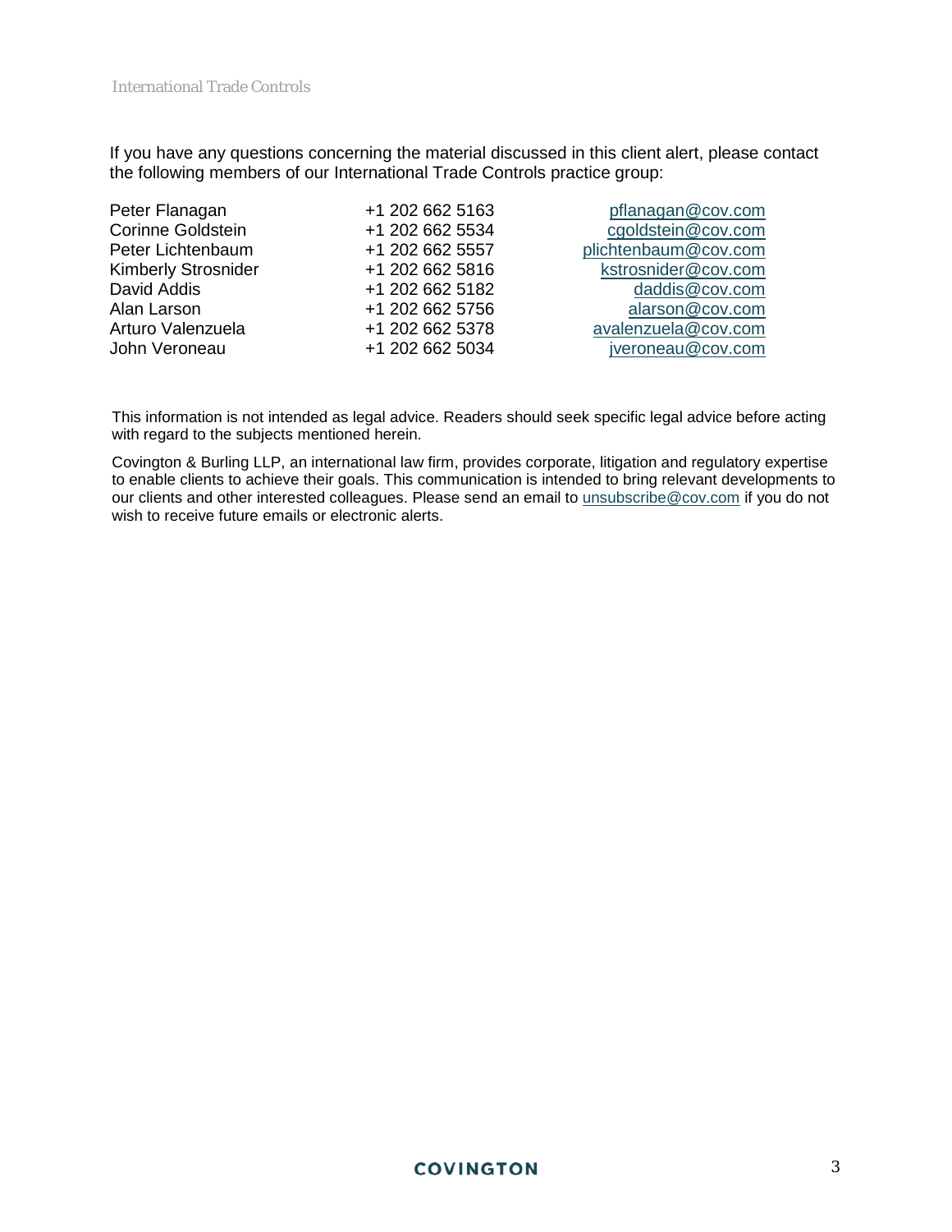If you have any questions concerning the material discussed in this client alert, please contact the following members of our International Trade Controls practice group:

| | | |
|---|---|---|
| Peter Flanagan | +1 202 662 5163 | pflanagan@cov.com |
| Corinne Goldstein | +1 202 662 5534 | cgoldstein@cov.com |
| Peter Lichtenbaum | +1 202 662 5557 | plichtenbaum@cov.com |
| Kimberly Strosnider | +1 202 662 5816 | kstrosnider@cov.com |
| David Addis | +1 202 662 5182 | daddis@cov.com |
| Alan Larson | +1 202 662 5756 | alarson@cov.com |
| Arturo Valenzuela | +1 202 662 5378 | avalenzuela@cov.com |
| John Veroneau | +1 202 662 5034 | jveroneau@cov.com |

This information is not intended as legal advice. Readers should seek specific legal advice before acting with regard to the subjects mentioned herein.

Covington & Burling LLP, an international law firm, provides corporate, litigation and regulatory expertise to enable clients to achieve their goals. This communication is intended to bring relevant developments to our clients and other interested colleagues. Please send an email to unsubscribe@cov.com if you do not wish to receive future emails or electronic alerts.